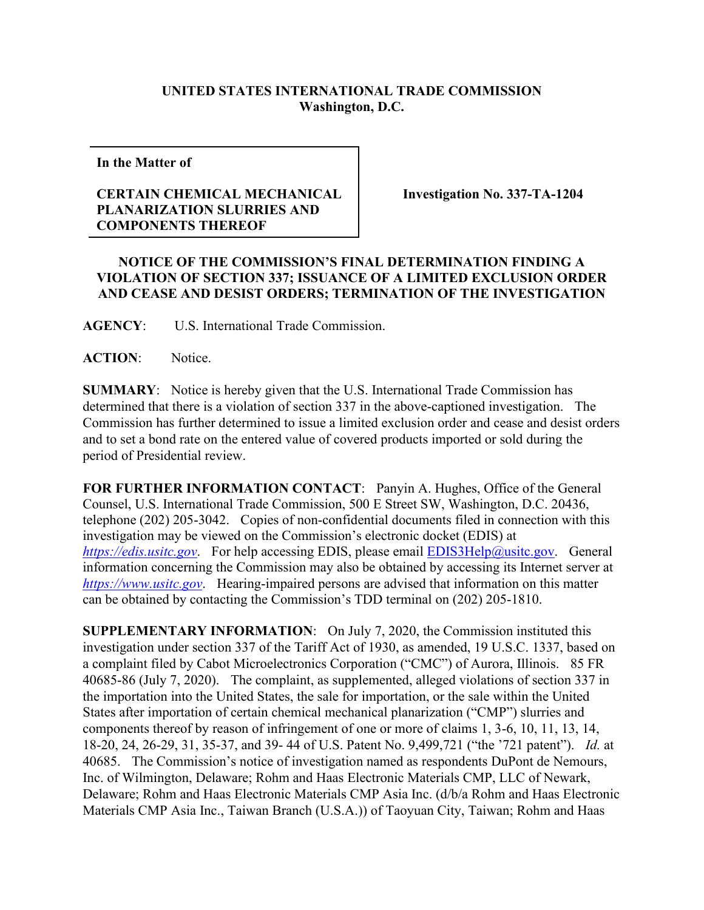**UNITED STATES INTERNATIONAL TRADE COMMISSION**
**Washington, D.C.**

| **In the Matter of**<br><br>**CERTAIN CHEMICAL MECHANICAL PLANARIZATION SLURRIES AND COMPONENTS THEREOF** | **Investigation No. 337-TA-1204** |
|---|---|

**NOTICE OF THE COMMISSION'S FINAL DETERMINATION FINDING A VIOLATION OF SECTION 337; ISSUANCE OF A LIMITED EXCLUSION ORDER AND CEASE AND DESIST ORDERS; TERMINATION OF THE INVESTIGATION**

**AGENCY**: U.S. International Trade Commission.

**ACTION**: Notice.

**SUMMARY**: Notice is hereby given that the U.S. International Trade Commission has determined that there is a violation of section 337 in the above-captioned investigation. The Commission has further determined to issue a limited exclusion order and cease and desist orders and to set a bond rate on the entered value of covered products imported or sold during the period of Presidential review.

**FOR FURTHER INFORMATION CONTACT**: Panyin A. Hughes, Office of the General Counsel, U.S. International Trade Commission, 500 E Street SW, Washington, D.C. 20436, telephone (202) 205-3042. Copies of non-confidential documents filed in connection with this investigation may be viewed on the Commission's electronic docket (EDIS) at *https://edis.usitc.gov*. For help accessing EDIS, please email EDIS3Help@usitc.gov. General information concerning the Commission may also be obtained by accessing its Internet server at *https://www.usitc.gov*. Hearing-impaired persons are advised that information on this matter can be obtained by contacting the Commission's TDD terminal on (202) 205-1810.

**SUPPLEMENTARY INFORMATION**: On July 7, 2020, the Commission instituted this investigation under section 337 of the Tariff Act of 1930, as amended, 19 U.S.C. 1337, based on a complaint filed by Cabot Microelectronics Corporation ("CMC") of Aurora, Illinois. 85 FR 40685-86 (July 7, 2020). The complaint, as supplemented, alleged violations of section 337 in the importation into the United States, the sale for importation, or the sale within the United States after importation of certain chemical mechanical planarization ("CMP") slurries and components thereof by reason of infringement of one or more of claims 1, 3-6, 10, 11, 13, 14, 18-20, 24, 26-29, 31, 35-37, and 39- 44 of U.S. Patent No. 9,499,721 ("the '721 patent"). *Id.* at 40685. The Commission's notice of investigation named as respondents DuPont de Nemours, Inc. of Wilmington, Delaware; Rohm and Haas Electronic Materials CMP, LLC of Newark, Delaware; Rohm and Haas Electronic Materials CMP Asia Inc. (d/b/a Rohm and Haas Electronic Materials CMP Asia Inc., Taiwan Branch (U.S.A.)) of Taoyuan City, Taiwan; Rohm and Haas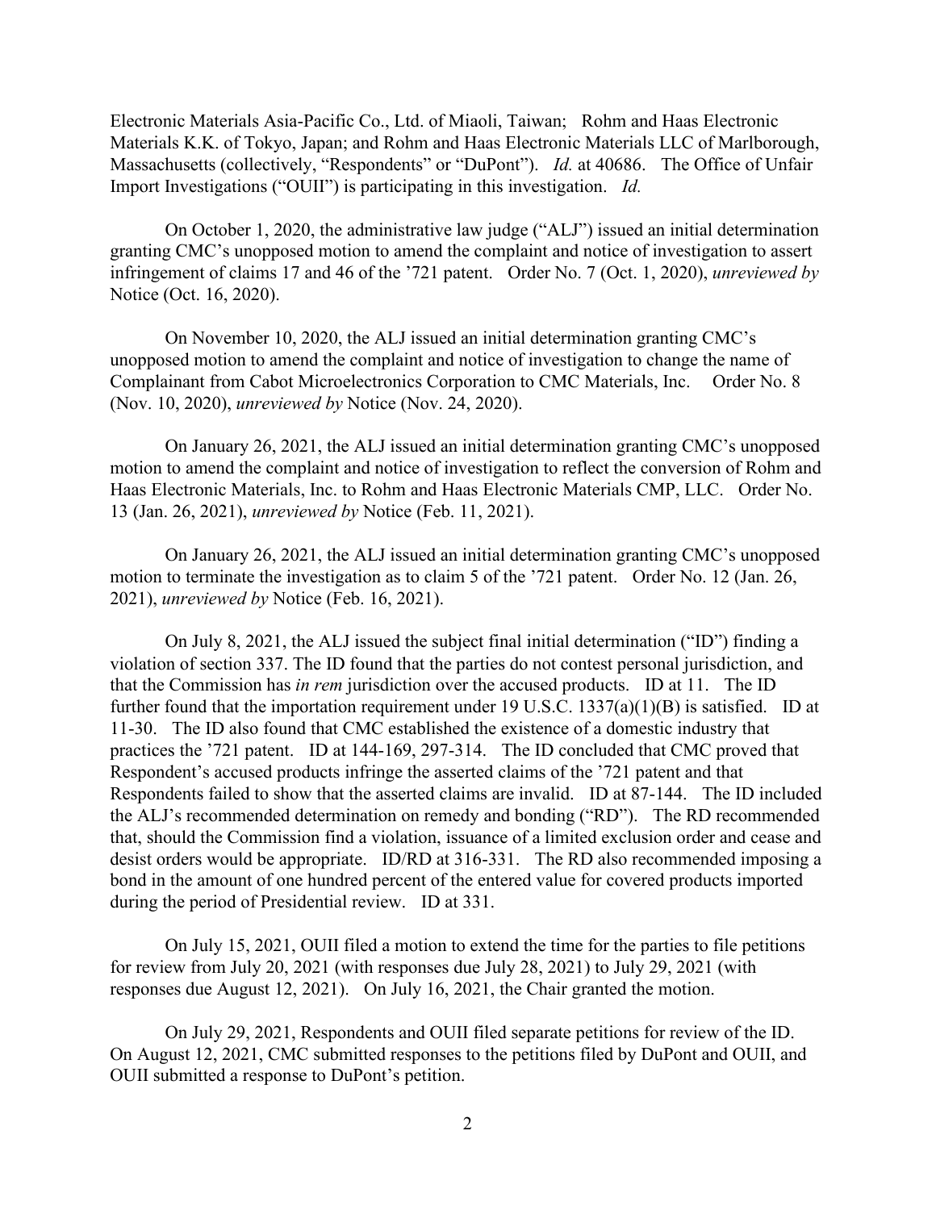Electronic Materials Asia-Pacific Co., Ltd. of Miaoli, Taiwan; Rohm and Haas Electronic Materials K.K. of Tokyo, Japan; and Rohm and Haas Electronic Materials LLC of Marlborough, Massachusetts (collectively, "Respondents" or "DuPont"). *Id.* at 40686. The Office of Unfair Import Investigations ("OUII") is participating in this investigation. *Id.*

On October 1, 2020, the administrative law judge ("ALJ") issued an initial determination granting CMC's unopposed motion to amend the complaint and notice of investigation to assert infringement of claims 17 and 46 of the '721 patent. Order No. 7 (Oct. 1, 2020), *unreviewed by* Notice (Oct. 16, 2020).

On November 10, 2020, the ALJ issued an initial determination granting CMC's unopposed motion to amend the complaint and notice of investigation to change the name of Complainant from Cabot Microelectronics Corporation to CMC Materials, Inc. Order No. 8 (Nov. 10, 2020), *unreviewed by* Notice (Nov. 24, 2020).

On January 26, 2021, the ALJ issued an initial determination granting CMC's unopposed motion to amend the complaint and notice of investigation to reflect the conversion of Rohm and Haas Electronic Materials, Inc. to Rohm and Haas Electronic Materials CMP, LLC. Order No. 13 (Jan. 26, 2021), *unreviewed by* Notice (Feb. 11, 2021).

On January 26, 2021, the ALJ issued an initial determination granting CMC's unopposed motion to terminate the investigation as to claim 5 of the '721 patent. Order No. 12 (Jan. 26, 2021), *unreviewed by* Notice (Feb. 16, 2021).

On July 8, 2021, the ALJ issued the subject final initial determination ("ID") finding a violation of section 337. The ID found that the parties do not contest personal jurisdiction, and that the Commission has *in rem* jurisdiction over the accused products. ID at 11. The ID further found that the importation requirement under 19 U.S.C. 1337(a)(1)(B) is satisfied. ID at 11-30. The ID also found that CMC established the existence of a domestic industry that practices the '721 patent. ID at 144-169, 297-314. The ID concluded that CMC proved that Respondent's accused products infringe the asserted claims of the '721 patent and that Respondents failed to show that the asserted claims are invalid. ID at 87-144. The ID included the ALJ's recommended determination on remedy and bonding ("RD"). The RD recommended that, should the Commission find a violation, issuance of a limited exclusion order and cease and desist orders would be appropriate. ID/RD at 316-331. The RD also recommended imposing a bond in the amount of one hundred percent of the entered value for covered products imported during the period of Presidential review. ID at 331.

On July 15, 2021, OUII filed a motion to extend the time for the parties to file petitions for review from July 20, 2021 (with responses due July 28, 2021) to July 29, 2021 (with responses due August 12, 2021). On July 16, 2021, the Chair granted the motion.

On July 29, 2021, Respondents and OUII filed separate petitions for review of the ID. On August 12, 2021, CMC submitted responses to the petitions filed by DuPont and OUII, and OUII submitted a response to DuPont's petition.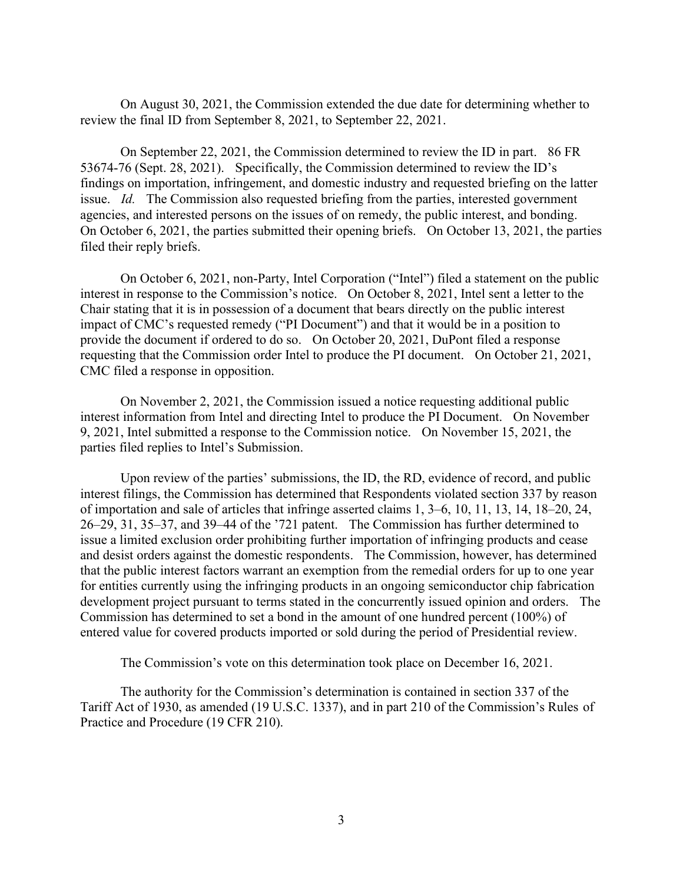On August 30, 2021, the Commission extended the due date for determining whether to review the final ID from September 8, 2021, to September 22, 2021.

On September 22, 2021, the Commission determined to review the ID in part. 86 FR 53674-76 (Sept. 28, 2021). Specifically, the Commission determined to review the ID's findings on importation, infringement, and domestic industry and requested briefing on the latter issue. *Id.* The Commission also requested briefing from the parties, interested government agencies, and interested persons on the issues of on remedy, the public interest, and bonding. On October 6, 2021, the parties submitted their opening briefs. On October 13, 2021, the parties filed their reply briefs.

On October 6, 2021, non-Party, Intel Corporation ("Intel") filed a statement on the public interest in response to the Commission's notice. On October 8, 2021, Intel sent a letter to the Chair stating that it is in possession of a document that bears directly on the public interest impact of CMC's requested remedy ("PI Document") and that it would be in a position to provide the document if ordered to do so. On October 20, 2021, DuPont filed a response requesting that the Commission order Intel to produce the PI document. On October 21, 2021, CMC filed a response in opposition.

On November 2, 2021, the Commission issued a notice requesting additional public interest information from Intel and directing Intel to produce the PI Document. On November 9, 2021, Intel submitted a response to the Commission notice. On November 15, 2021, the parties filed replies to Intel's Submission.

Upon review of the parties' submissions, the ID, the RD, evidence of record, and public interest filings, the Commission has determined that Respondents violated section 337 by reason of importation and sale of articles that infringe asserted claims 1, 3–6, 10, 11, 13, 14, 18–20, 24, 26–29, 31, 35–37, and 39–44 of the '721 patent. The Commission has further determined to issue a limited exclusion order prohibiting further importation of infringing products and cease and desist orders against the domestic respondents. The Commission, however, has determined that the public interest factors warrant an exemption from the remedial orders for up to one year for entities currently using the infringing products in an ongoing semiconductor chip fabrication development project pursuant to terms stated in the concurrently issued opinion and orders. The Commission has determined to set a bond in the amount of one hundred percent (100%) of entered value for covered products imported or sold during the period of Presidential review.

The Commission's vote on this determination took place on December 16, 2021.

The authority for the Commission's determination is contained in section 337 of the Tariff Act of 1930, as amended (19 U.S.C. 1337), and in part 210 of the Commission's Rules of Practice and Procedure (19 CFR 210).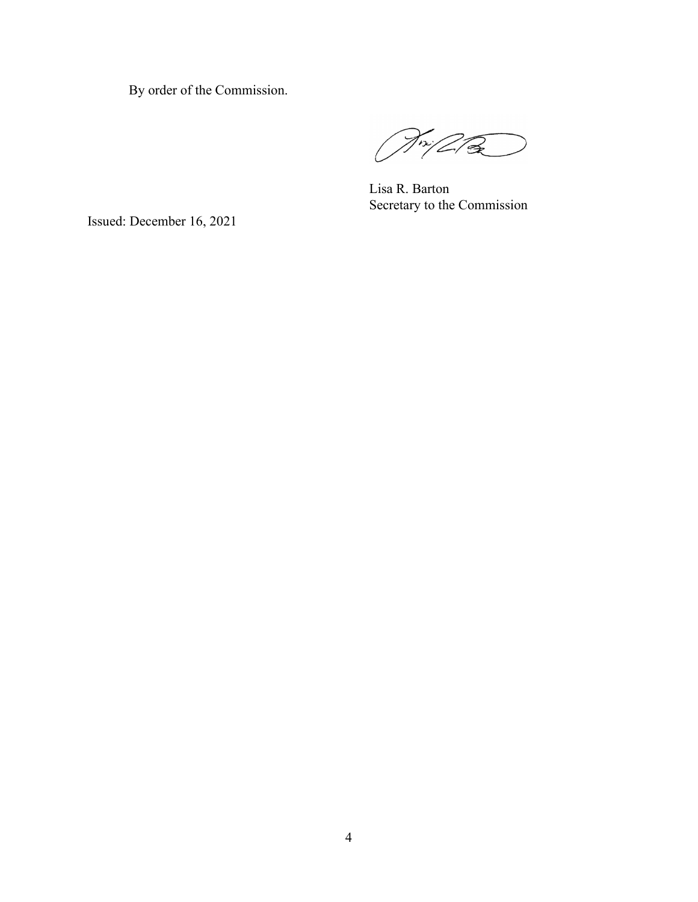By order of the Commission.

Lisa R. Barton
Secretary to the Commission

Issued: December 16, 2021